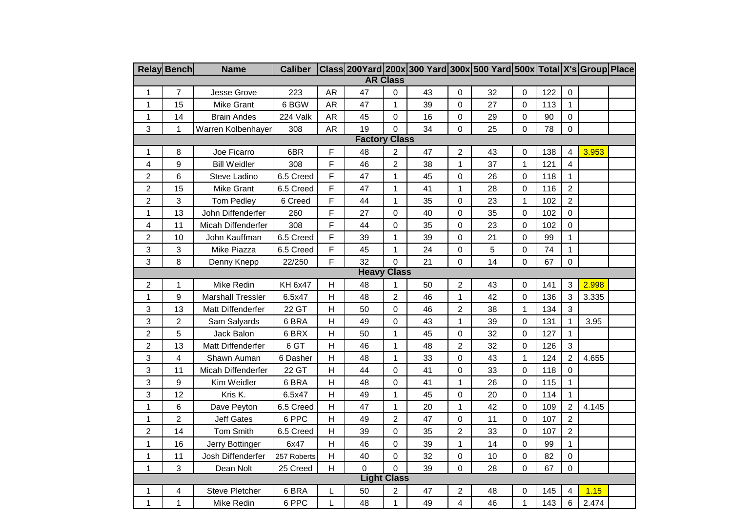| Relay | Bench | Name | Caliber | Class | 200Yard | 200x | 300 Yard | 300x | 500 Yard | 500x | Total | X's | Group | Place |
|---|---|---|---|---|---|---|---|---|---|---|---|---|---|---|
| **AR Class** | | | | | | | | | | | | | | |
| 1 | 7 | Jesse Grove | 223 | AR | 47 | 0 | 43 | 0 | 32 | 0 | 122 | 0 | | |
| 1 | 15 | Mike Grant | 6 BGW | AR | 47 | 1 | 39 | 0 | 27 | 0 | 113 | 1 | | |
| 1 | 14 | Brain Andes | 224 Valk | AR | 45 | 0 | 16 | 0 | 29 | 0 | 90 | 0 | | |
| 3 | 1 | Warren Kolbenhayer | 308 | AR | 19 | 0 | 34 | 0 | 25 | 0 | 78 | 0 | | |
| **Factory Class** | | | | | | | | | | | | | | |
| 1 | 8 | Joe Ficarro | 6BR | F | 48 | 2 | 47 | 2 | 43 | 0 | 138 | 4 | 3.953 | |
| 4 | 9 | Bill Weidler | 308 | F | 46 | 2 | 38 | 1 | 37 | 1 | 121 | 4 | | |
| 2 | 6 | Steve Ladino | 6.5 Creed | F | 47 | 1 | 45 | 0 | 26 | 0 | 118 | 1 | | |
| 2 | 15 | Mike Grant | 6.5 Creed | F | 47 | 1 | 41 | 1 | 28 | 0 | 116 | 2 | | |
| 2 | 3 | Tom Pedley | 6 Creed | F | 44 | 1 | 35 | 0 | 23 | 1 | 102 | 2 | | |
| 1 | 13 | John Diffenderfer | 260 | F | 27 | 0 | 40 | 0 | 35 | 0 | 102 | 0 | | |
| 4 | 11 | Micah Diffenderfer | 308 | F | 44 | 0 | 35 | 0 | 23 | 0 | 102 | 0 | | |
| 2 | 10 | John Kauffman | 6.5 Creed | F | 39 | 1 | 39 | 0 | 21 | 0 | 99 | 1 | | |
| 3 | 3 | Mike Piazza | 6.5 Creed | F | 45 | 1 | 24 | 0 | 5 | 0 | 74 | 1 | | |
| 3 | 8 | Denny Knepp | 22/250 | F | 32 | 0 | 21 | 0 | 14 | 0 | 67 | 0 | | |
| **Heavy Class** | | | | | | | | | | | | | | |
| 2 | 1 | Mike Redin | KH 6x47 | H | 48 | 1 | 50 | 2 | 43 | 0 | 141 | 3 | 2.998 | |
| 1 | 9 | Marshall Tressler | 6.5x47 | H | 48 | 2 | 46 | 1 | 42 | 0 | 136 | 3 | 3.335 | |
| 3 | 13 | Matt Diffenderfer | 22 GT | H | 50 | 0 | 46 | 2 | 38 | 1 | 134 | 3 | | |
| 3 | 2 | Sam Salyards | 6 BRA | H | 49 | 0 | 43 | 1 | 39 | 0 | 131 | 1 | 3.95 | |
| 2 | 5 | Jack Balon | 6 BRX | H | 50 | 1 | 45 | 0 | 32 | 0 | 127 | 1 | | |
| 2 | 13 | Matt Diffenderfer | 6 GT | H | 46 | 1 | 48 | 2 | 32 | 0 | 126 | 3 | | |
| 3 | 4 | Shawn Auman | 6 Dasher | H | 48 | 1 | 33 | 0 | 43 | 1 | 124 | 2 | 4.655 | |
| 3 | 11 | Micah Diffenderfer | 22 GT | H | 44 | 0 | 41 | 0 | 33 | 0 | 118 | 0 | | |
| 3 | 9 | Kim Weidler | 6 BRA | H | 48 | 0 | 41 | 1 | 26 | 0 | 115 | 1 | | |
| 3 | 12 | Kris K. | 6.5x47 | H | 49 | 1 | 45 | 0 | 20 | 0 | 114 | 1 | | |
| 1 | 6 | Dave Peyton | 6.5 Creed | H | 47 | 1 | 20 | 1 | 42 | 0 | 109 | 2 | 4.145 | |
| 1 | 2 | Jeff Gates | 6 PPC | H | 49 | 2 | 47 | 0 | 11 | 0 | 107 | 2 | | |
| 2 | 14 | Tom Smith | 6.5 Creed | H | 39 | 0 | 35 | 2 | 33 | 0 | 107 | 2 | | |
| 1 | 16 | Jerry Bottinger | 6x47 | H | 46 | 0 | 39 | 1 | 14 | 0 | 99 | 1 | | |
| 1 | 11 | Josh Diffenderfer | 257 Roberts | H | 40 | 0 | 32 | 0 | 10 | 0 | 82 | 0 | | |
| 1 | 3 | Dean Nolt | 25 Creed | H | 0 | 0 | 39 | 0 | 28 | 0 | 67 | 0 | | |
| **Light Class** | | | | | | | | | | | | | | |
| 1 | 4 | Steve Pletcher | 6 BRA | L | 50 | 2 | 47 | 2 | 48 | 0 | 145 | 4 | 1.15 | |
| 1 | 1 | Mike Redin | 6 PPC | L | 48 | 1 | 49 | 4 | 46 | 1 | 143 | 6 | 2.474 | |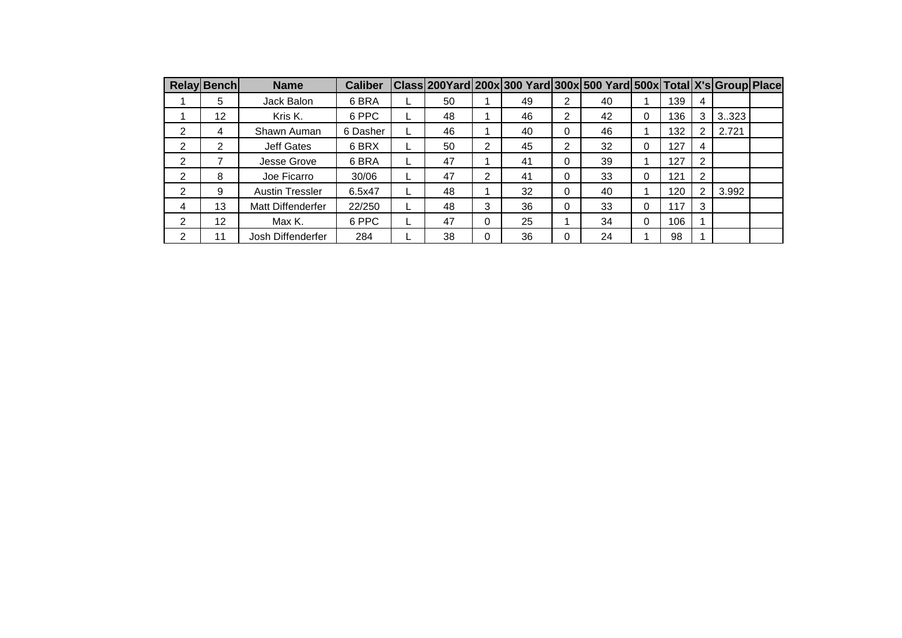| Relay | Bench | Name | Caliber | Class | 200Yard | 200x | 300 Yard | 300x | 500 Yard | 500x | Total | X's | Group | Place |
|---|---|---|---|---|---|---|---|---|---|---|---|---|---|---|
| 1 | 5 | Jack Balon | 6 BRA | L | 50 | 1 | 49 | 2 | 40 | 1 | 139 | 4 | | |
| 1 | 12 | Kris K. | 6 PPC | L | 48 | 1 | 46 | 2 | 42 | 0 | 136 | 3 | 3..323 | |
| 2 | 4 | Shawn Auman | 6 Dasher | L | 46 | 1 | 40 | 0 | 46 | 1 | 132 | 2 | 2.721 | |
| 2 | 2 | Jeff Gates | 6 BRX | L | 50 | 2 | 45 | 2 | 32 | 0 | 127 | 4 | | |
| 2 | 7 | Jesse Grove | 6 BRA | L | 47 | 1 | 41 | 0 | 39 | 1 | 127 | 2 | | |
| 2 | 8 | Joe Ficarro | 30/06 | L | 47 | 2 | 41 | 0 | 33 | 0 | 121 | 2 | | |
| 2 | 9 | Austin Tressler | 6.5x47 | L | 48 | 1 | 32 | 0 | 40 | 1 | 120 | 2 | 3.992 | |
| 4 | 13 | Matt Diffenderfer | 22/250 | L | 48 | 3 | 36 | 0 | 33 | 0 | 117 | 3 | | |
| 2 | 12 | Max K. | 6 PPC | L | 47 | 0 | 25 | 1 | 34 | 0 | 106 | 1 | | |
| 2 | 11 | Josh Diffenderfer | 284 | L | 38 | 0 | 36 | 0 | 24 | 1 | 98 | 1 | | |